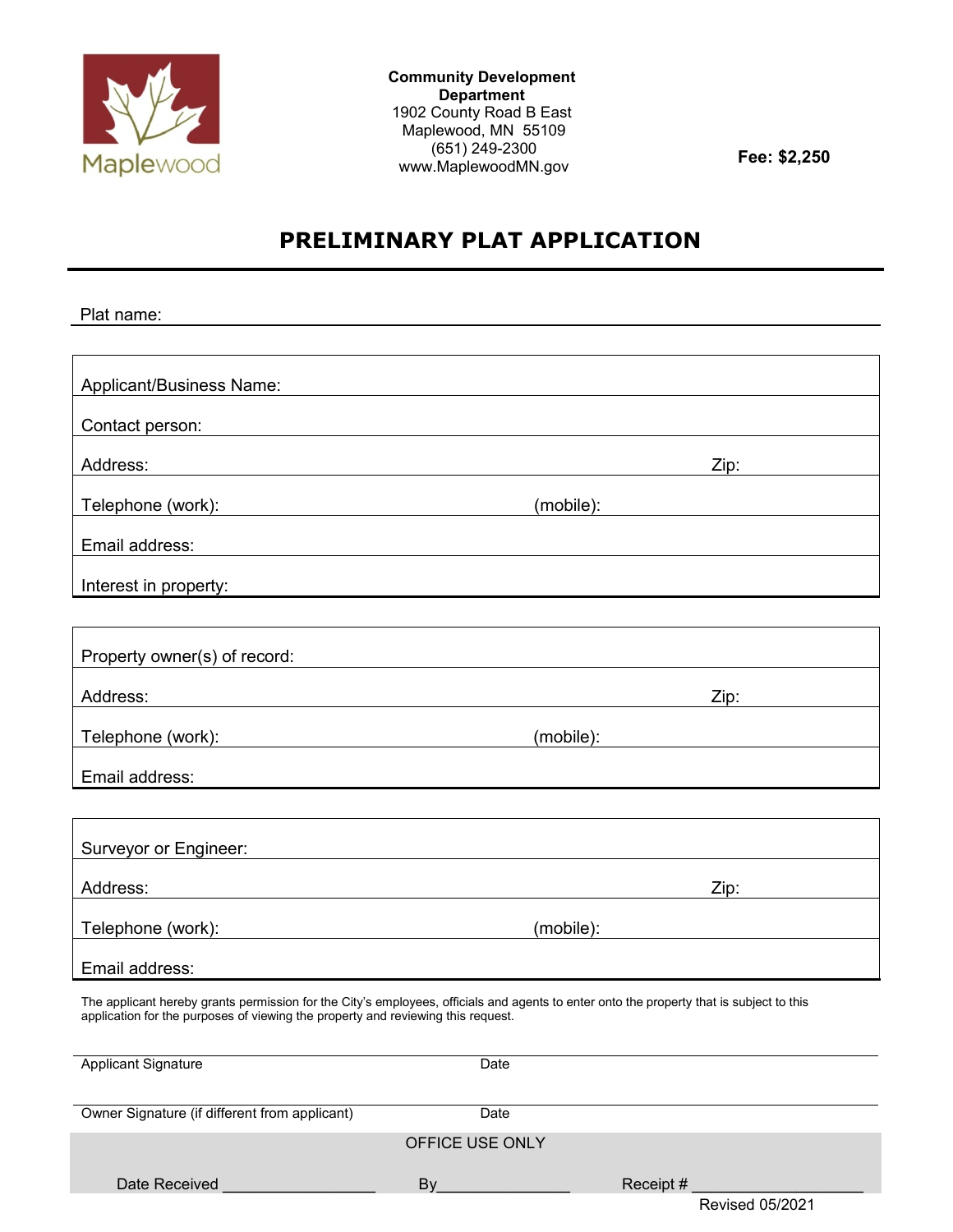Maplewood

**Community Development Department**
1902 County Road B East
Maplewood, MN 55109
(651) 249-2300
www.MaplewoodMN.gov

**Fee: $2,250**

# PRELIMINARY PLAT APPLICATION

Plat name: ______________________________

| | |
|---|---|
| Applicant/Business Name: | |
| Contact person: | |
| Address: | Zip: |
| Telephone (work): | (mobile): |
| Email address: | |
| Interest in property: | |

| | |
|---|---|
| Property owner(s) of record: | |
| Address: | Zip: |
| Telephone (work): | (mobile): |
| Email address: | |

| | |
|---|---|
| Surveyor or Engineer: | |
| Address: | Zip: |
| Telephone (work): | (mobile): |
| Email address: | |

The applicant hereby grants permission for the City's employees, officials and agents to enter onto the property that is subject to this application for the purposes of viewing the property and reviewing this request.

______________________________________________
Applicant Signature                                        Date

______________________________________________
Owner Signature (if different from applicant)              Date

OFFICE USE ONLY

Date Received _________________ By_______________ Receipt # ___________________

Revised 05/2021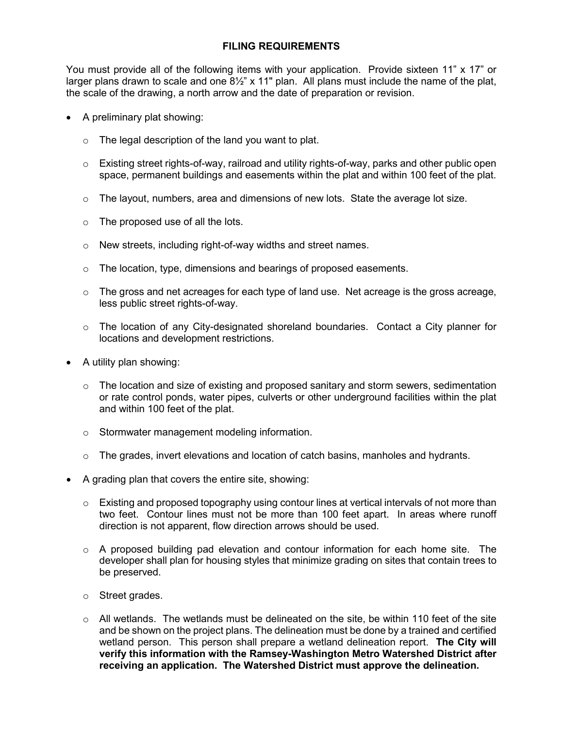## FILING REQUIREMENTS

You must provide all of the following items with your application. Provide sixteen 11" x 17" or larger plans drawn to scale and one 8½" x 11" plan. All plans must include the name of the plat, the scale of the drawing, a north arrow and the date of preparation or revision.

- A preliminary plat showing:
  - The legal description of the land you want to plat.
  - Existing street rights-of-way, railroad and utility rights-of-way, parks and other public open space, permanent buildings and easements within the plat and within 100 feet of the plat.
  - The layout, numbers, area and dimensions of new lots. State the average lot size.
  - The proposed use of all the lots.
  - New streets, including right-of-way widths and street names.
  - The location, type, dimensions and bearings of proposed easements.
  - The gross and net acreages for each type of land use. Net acreage is the gross acreage, less public street rights-of-way.
  - The location of any City-designated shoreland boundaries. Contact a City planner for locations and development restrictions.
- A utility plan showing:
  - The location and size of existing and proposed sanitary and storm sewers, sedimentation or rate control ponds, water pipes, culverts or other underground facilities within the plat and within 100 feet of the plat.
  - Stormwater management modeling information.
  - The grades, invert elevations and location of catch basins, manholes and hydrants.
- A grading plan that covers the entire site, showing:
  - Existing and proposed topography using contour lines at vertical intervals of not more than two feet. Contour lines must not be more than 100 feet apart. In areas where runoff direction is not apparent, flow direction arrows should be used.
  - A proposed building pad elevation and contour information for each home site. The developer shall plan for housing styles that minimize grading on sites that contain trees to be preserved.
  - Street grades.
  - All wetlands. The wetlands must be delineated on the site, be within 110 feet of the site and be shown on the project plans. The delineation must be done by a trained and certified wetland person. This person shall prepare a wetland delineation report. **The City will verify this information with the Ramsey-Washington Metro Watershed District after receiving an application. The Watershed District must approve the delineation.**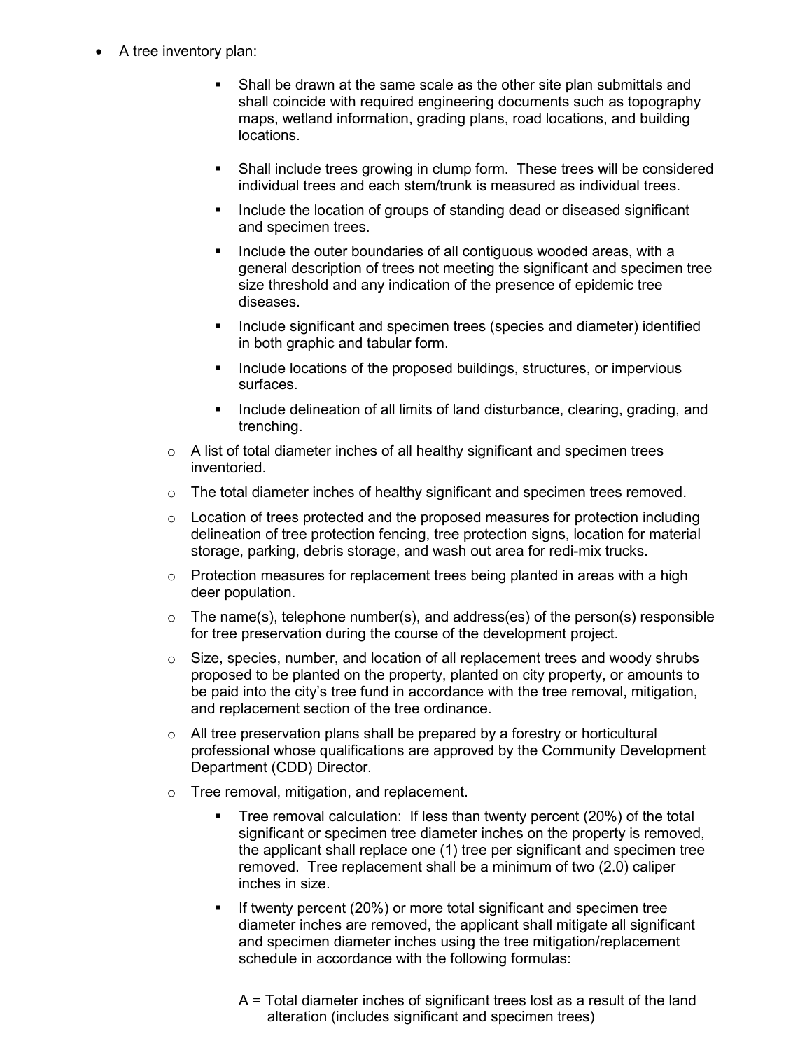- A tree inventory plan:
    - Shall be drawn at the same scale as the other site plan submittals and shall coincide with required engineering documents such as topography maps, wetland information, grading plans, road locations, and building locations.
    - Shall include trees growing in clump form. These trees will be considered individual trees and each stem/trunk is measured as individual trees.
    - Include the location of groups of standing dead or diseased significant and specimen trees.
    - Include the outer boundaries of all contiguous wooded areas, with a general description of trees not meeting the significant and specimen tree size threshold and any indication of the presence of epidemic tree diseases.
    - Include significant and specimen trees (species and diameter) identified in both graphic and tabular form.
    - Include locations of the proposed buildings, structures, or impervious surfaces.
    - Include delineation of all limits of land disturbance, clearing, grading, and trenching.
  - A list of total diameter inches of all healthy significant and specimen trees inventoried.
  - The total diameter inches of healthy significant and specimen trees removed.
  - Location of trees protected and the proposed measures for protection including delineation of tree protection fencing, tree protection signs, location for material storage, parking, debris storage, and wash out area for redi-mix trucks.
  - Protection measures for replacement trees being planted in areas with a high deer population.
  - The name(s), telephone number(s), and address(es) of the person(s) responsible for tree preservation during the course of the development project.
  - Size, species, number, and location of all replacement trees and woody shrubs proposed to be planted on the property, planted on city property, or amounts to be paid into the city's tree fund in accordance with the tree removal, mitigation, and replacement section of the tree ordinance.
  - All tree preservation plans shall be prepared by a forestry or horticultural professional whose qualifications are approved by the Community Development Department (CDD) Director.
  - Tree removal, mitigation, and replacement.
    - Tree removal calculation: If less than twenty percent (20%) of the total significant or specimen tree diameter inches on the property is removed, the applicant shall replace one (1) tree per significant and specimen tree removed. Tree replacement shall be a minimum of two (2.0) caliper inches in size.
    - If twenty percent (20%) or more total significant and specimen tree diameter inches are removed, the applicant shall mitigate all significant and specimen diameter inches using the tree mitigation/replacement schedule in accordance with the following formulas:

      A = Total diameter inches of significant trees lost as a result of the land alteration (includes significant and specimen trees)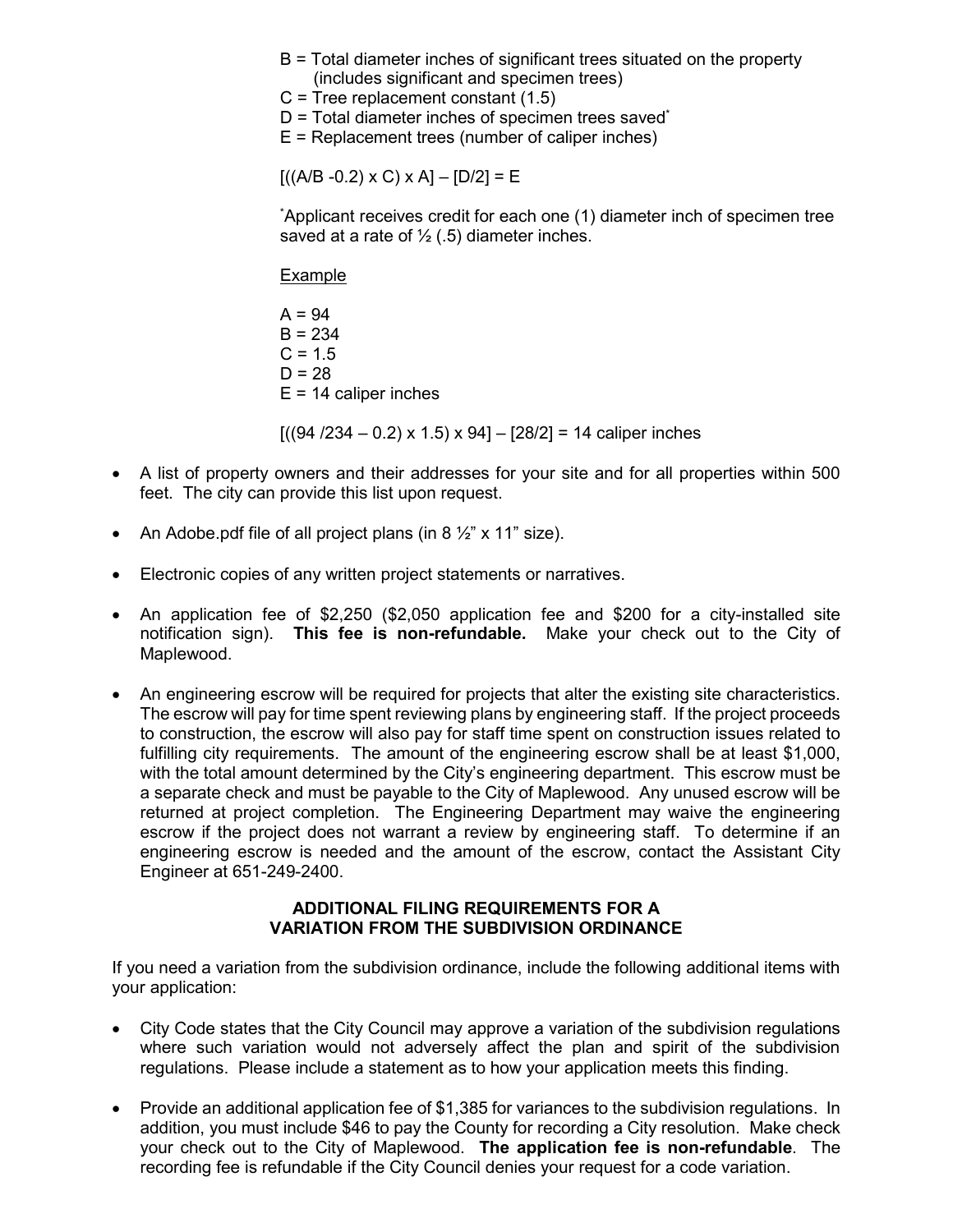B = Total diameter inches of significant trees situated on the property (includes significant and specimen trees)
C = Tree replacement constant (1.5)
D = Total diameter inches of specimen trees saved*
E = Replacement trees (number of caliper inches)

$$[((A/B - 0.2) \times C) \times A] - [D/2] = E$$

*Applicant receives credit for each one (1) diameter inch of specimen tree saved at a rate of ½ (.5) diameter inches.

Example

A = 94
B = 234
C = 1.5
D = 28
E = 14 caliper inches

$$[((94 / 234 - 0.2) \times 1.5) \times 94] - [28/2] = 14 \text{ caliper inches}$$

- A list of property owners and their addresses for your site and for all properties within 500 feet. The city can provide this list upon request.
- An Adobe.pdf file of all project plans (in 8 ½" x 11" size).
- Electronic copies of any written project statements or narratives.
- An application fee of $2,250 ($2,050 application fee and $200 for a city-installed site notification sign). **This fee is non-refundable.** Make your check out to the City of Maplewood.
- An engineering escrow will be required for projects that alter the existing site characteristics. The escrow will pay for time spent reviewing plans by engineering staff. If the project proceeds to construction, the escrow will also pay for staff time spent on construction issues related to fulfilling city requirements. The amount of the engineering escrow shall be at least $1,000, with the total amount determined by the City's engineering department. This escrow must be a separate check and must be payable to the City of Maplewood. Any unused escrow will be returned at project completion. The Engineering Department may waive the engineering escrow if the project does not warrant a review by engineering staff. To determine if an engineering escrow is needed and the amount of the escrow, contact the Assistant City Engineer at 651-249-2400.

## ADDITIONAL FILING REQUIREMENTS FOR A VARIATION FROM THE SUBDIVISION ORDINANCE

If you need a variation from the subdivision ordinance, include the following additional items with your application:

- City Code states that the City Council may approve a variation of the subdivision regulations where such variation would not adversely affect the plan and spirit of the subdivision regulations. Please include a statement as to how your application meets this finding.
- Provide an additional application fee of $1,385 for variances to the subdivision regulations. In addition, you must include $46 to pay the County for recording a City resolution. Make check your check out to the City of Maplewood. **The application fee is non-refundable**. The recording fee is refundable if the City Council denies your request for a code variation.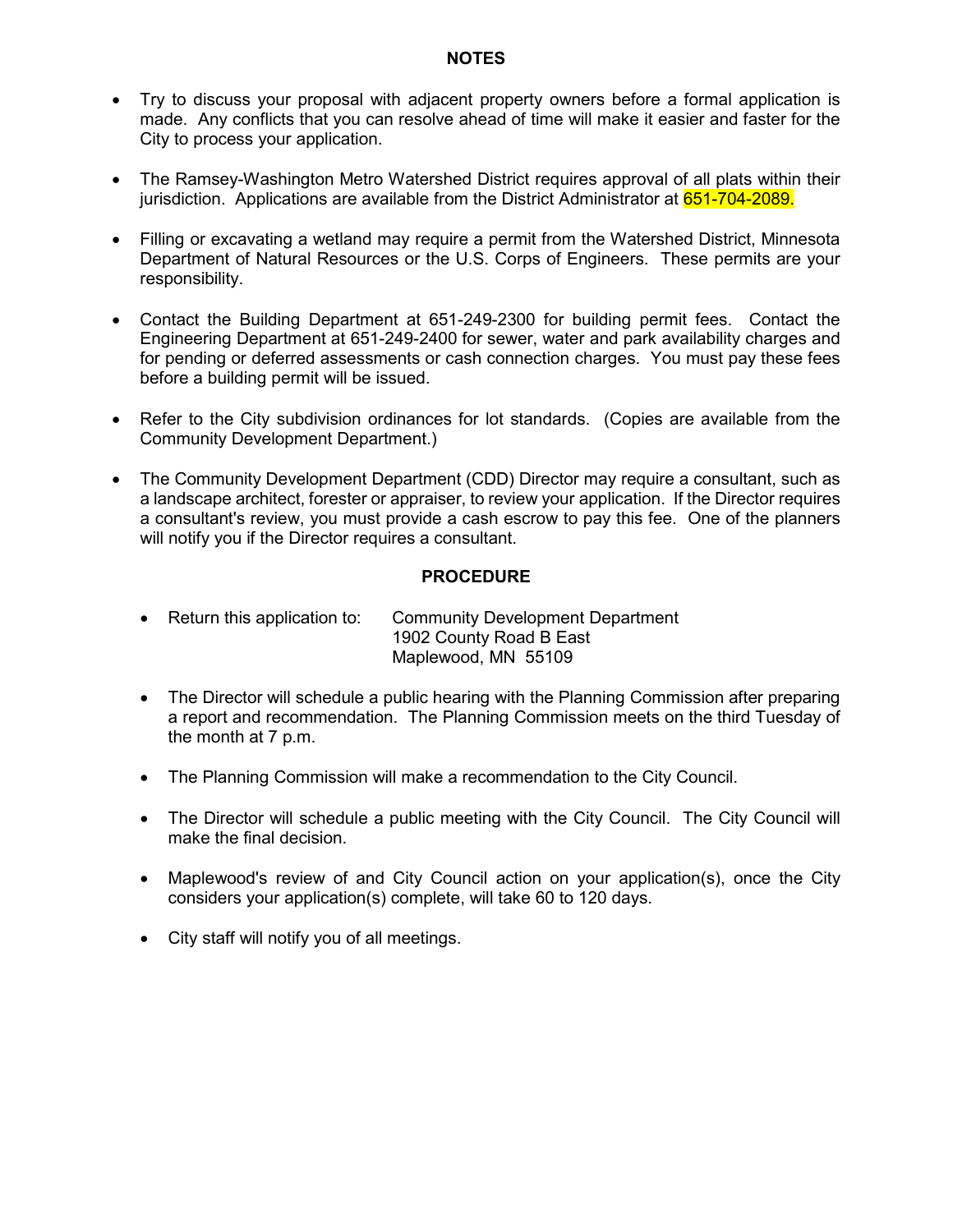## NOTES

- Try to discuss your proposal with adjacent property owners before a formal application is made. Any conflicts that you can resolve ahead of time will make it easier and faster for the City to process your application.

- The Ramsey-Washington Metro Watershed District requires approval of all plats within their jurisdiction. Applications are available from the District Administrator at 651-704-2089.

- Filling or excavating a wetland may require a permit from the Watershed District, Minnesota Department of Natural Resources or the U.S. Corps of Engineers. These permits are your responsibility.

- Contact the Building Department at 651-249-2300 for building permit fees. Contact the Engineering Department at 651-249-2400 for sewer, water and park availability charges and for pending or deferred assessments or cash connection charges. You must pay these fees before a building permit will be issued.

- Refer to the City subdivision ordinances for lot standards. (Copies are available from the Community Development Department.)

- The Community Development Department (CDD) Director may require a consultant, such as a landscape architect, forester or appraiser, to review your application. If the Director requires a consultant's review, you must provide a cash escrow to pay this fee. One of the planners will notify you if the Director requires a consultant.

## PROCEDURE

- Return this application to: Community Development Department
  1902 County Road B East
  Maplewood, MN 55109

- The Director will schedule a public hearing with the Planning Commission after preparing a report and recommendation. The Planning Commission meets on the third Tuesday of the month at 7 p.m.

- The Planning Commission will make a recommendation to the City Council.

- The Director will schedule a public meeting with the City Council. The City Council will make the final decision.

- Maplewood's review of and City Council action on your application(s), once the City considers your application(s) complete, will take 60 to 120 days.

- City staff will notify you of all meetings.